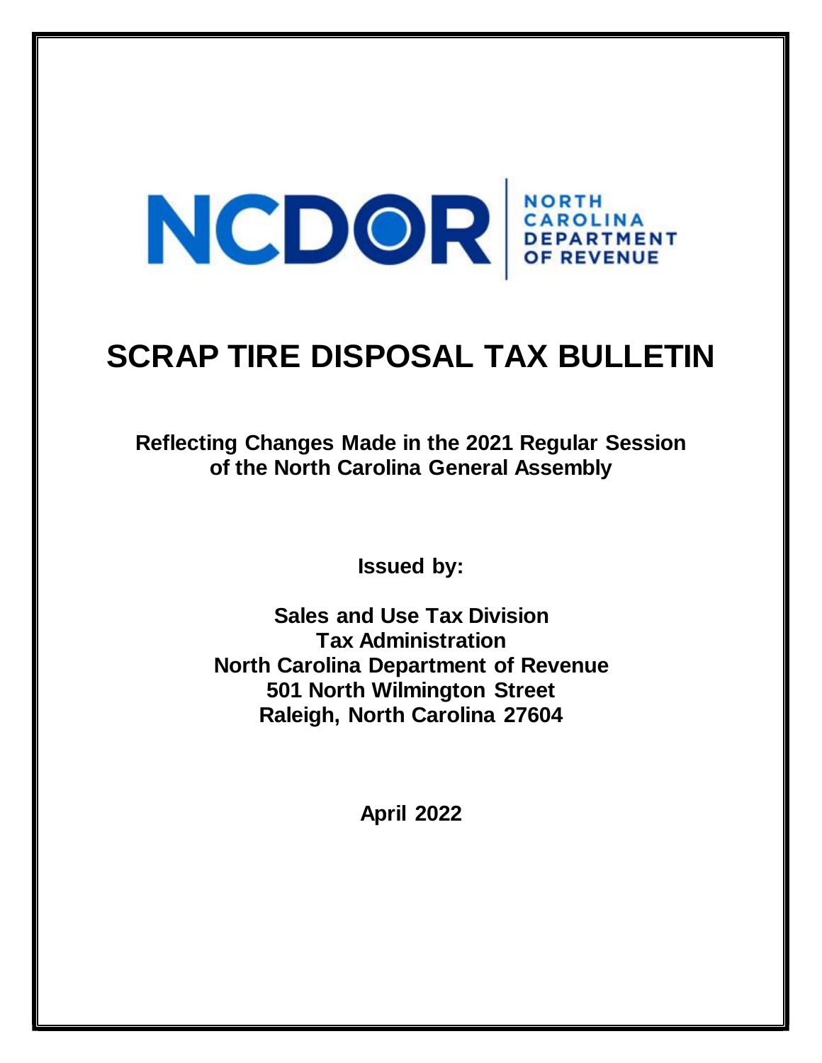NCDOR | NORTH CAROLINA DEPARTMENT OF REVENUE

# SCRAP TIRE DISPOSAL TAX BULLETIN

**Reflecting Changes Made in the 2021 Regular Session of the North Carolina General Assembly**

**Issued by:**

**Sales and Use Tax Division**
**Tax Administration**
**North Carolina Department of Revenue**
**501 North Wilmington Street**
**Raleigh, North Carolina 27604**

**April 2022**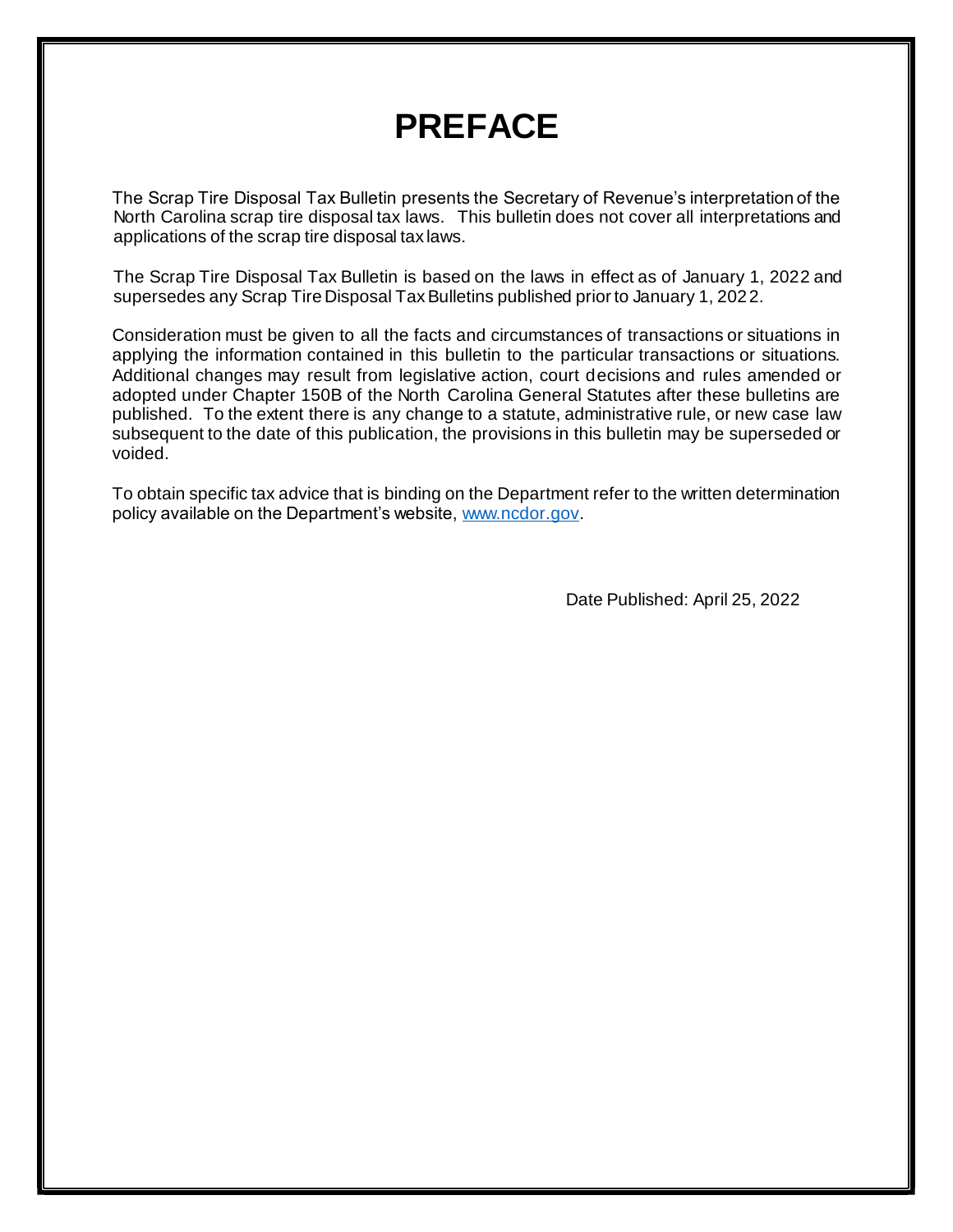# PREFACE

The Scrap Tire Disposal Tax Bulletin presents the Secretary of Revenue's interpretation of the North Carolina scrap tire disposal tax laws. This bulletin does not cover all interpretations and applications of the scrap tire disposal tax laws.

The Scrap Tire Disposal Tax Bulletin is based on the laws in effect as of January 1, 2022 and supersedes any Scrap Tire Disposal Tax Bulletins published prior to January 1, 2022.

Consideration must be given to all the facts and circumstances of transactions or situations in applying the information contained in this bulletin to the particular transactions or situations. Additional changes may result from legislative action, court decisions and rules amended or adopted under Chapter 150B of the North Carolina General Statutes after these bulletins are published. To the extent there is any change to a statute, administrative rule, or new case law subsequent to the date of this publication, the provisions in this bulletin may be superseded or voided.

To obtain specific tax advice that is binding on the Department refer to the written determination policy available on the Department's website, [www.ncdor.gov](http://www.ncdor.gov).

Date Published: April 25, 2022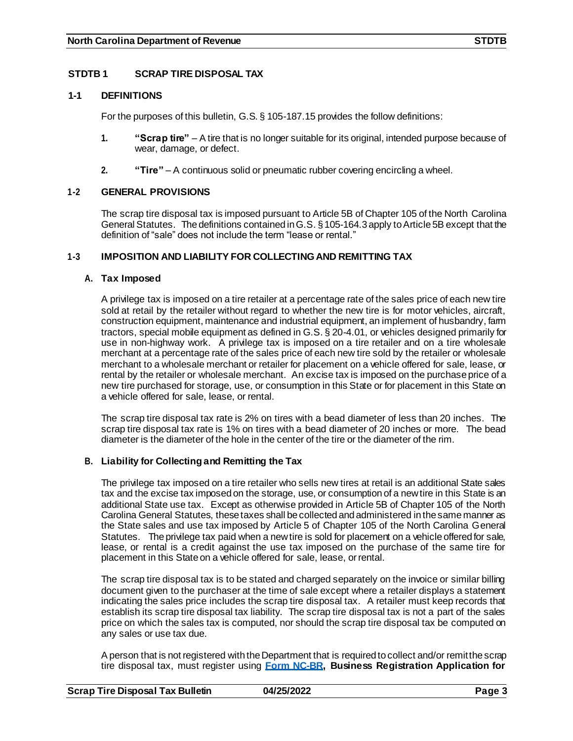## STDTB 1 SCRAP TIRE DISPOSAL TAX

### 1-1 DEFINITIONS

For the purposes of this bulletin, G.S. § 105-187.15 provides the follow definitions:

1. **"Scrap tire"** – A tire that is no longer suitable for its original, intended purpose because of wear, damage, or defect.

2. **"Tire"** – A continuous solid or pneumatic rubber covering encircling a wheel.

### 1-2 GENERAL PROVISIONS

The scrap tire disposal tax is imposed pursuant to Article 5B of Chapter 105 of the North Carolina General Statutes. The definitions contained in G.S. § 105-164.3 apply to Article 5B except that the definition of "sale" does not include the term "lease or rental."

### 1-3 IMPOSITION AND LIABILITY FOR COLLECTING AND REMITTING TAX

#### A. Tax Imposed

A privilege tax is imposed on a tire retailer at a percentage rate of the sales price of each new tire sold at retail by the retailer without regard to whether the new tire is for motor vehicles, aircraft, construction equipment, maintenance and industrial equipment, an implement of husbandry, farm tractors, special mobile equipment as defined in G.S. § 20-4.01, or vehicles designed primarily for use in non-highway work. A privilege tax is imposed on a tire retailer and on a tire wholesale merchant at a percentage rate of the sales price of each new tire sold by the retailer or wholesale merchant to a wholesale merchant or retailer for placement on a vehicle offered for sale, lease, or rental by the retailer or wholesale merchant. An excise tax is imposed on the purchase price of a new tire purchased for storage, use, or consumption in this State or for placement in this State on a vehicle offered for sale, lease, or rental.

The scrap tire disposal tax rate is 2% on tires with a bead diameter of less than 20 inches. The scrap tire disposal tax rate is 1% on tires with a bead diameter of 20 inches or more. The bead diameter is the diameter of the hole in the center of the tire or the diameter of the rim.

#### B. Liability for Collecting and Remitting the Tax

The privilege tax imposed on a tire retailer who sells new tires at retail is an additional State sales tax and the excise tax imposed on the storage, use, or consumption of a new tire in this State is an additional State use tax. Except as otherwise provided in Article 5B of Chapter 105 of the North Carolina General Statutes, these taxes shall be collected and administered in the same manner as the State sales and use tax imposed by Article 5 of Chapter 105 of the North Carolina General Statutes. The privilege tax paid when a new tire is sold for placement on a vehicle offered for sale, lease, or rental is a credit against the use tax imposed on the purchase of the same tire for placement in this State on a vehicle offered for sale, lease, or rental.

The scrap tire disposal tax is to be stated and charged separately on the invoice or similar billing document given to the purchaser at the time of sale except where a retailer displays a statement indicating the sales price includes the scrap tire disposal tax. A retailer must keep records that establish its scrap tire disposal tax liability. The scrap tire disposal tax is not a part of the sales price on which the sales tax is computed, nor should the scrap tire disposal tax be computed on any sales or use tax due.

A person that is not registered with the Department that is required to collect and/or remit the scrap tire disposal tax, must register using **Form NC-BR, Business Registration Application for**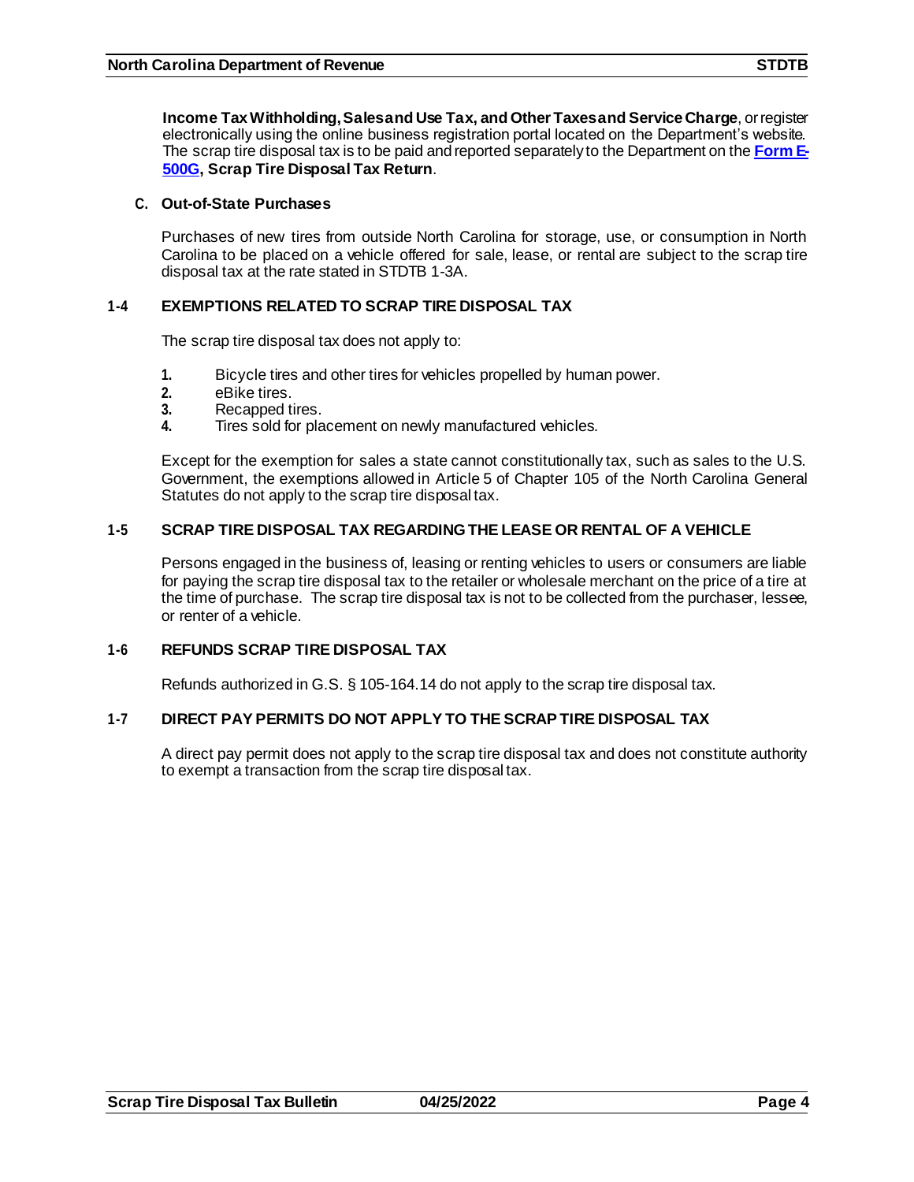**Income Tax Withholding, Sales and Use Tax, and Other Taxes and Service Charge**, or register electronically using the online business registration portal located on the Department's website. The scrap tire disposal tax is to be paid and reported separately to the Department on the **Form E-500G, Scrap Tire Disposal Tax Return**.

### C. Out-of-State Purchases

Purchases of new tires from outside North Carolina for storage, use, or consumption in North Carolina to be placed on a vehicle offered for sale, lease, or rental are subject to the scrap tire disposal tax at the rate stated in STDTB 1-3A.

## 1-4 EXEMPTIONS RELATED TO SCRAP TIRE DISPOSAL TAX

The scrap tire disposal tax does not apply to:

1. Bicycle tires and other tires for vehicles propelled by human power.
2. eBike tires.
3. Recapped tires.
4. Tires sold for placement on newly manufactured vehicles.

Except for the exemption for sales a state cannot constitutionally tax, such as sales to the U.S. Government, the exemptions allowed in Article 5 of Chapter 105 of the North Carolina General Statutes do not apply to the scrap tire disposal tax.

## 1-5 SCRAP TIRE DISPOSAL TAX REGARDING THE LEASE OR RENTAL OF A VEHICLE

Persons engaged in the business of, leasing or renting vehicles to users or consumers are liable for paying the scrap tire disposal tax to the retailer or wholesale merchant on the price of a tire at the time of purchase. The scrap tire disposal tax is not to be collected from the purchaser, lessee, or renter of a vehicle.

## 1-6 REFUNDS SCRAP TIRE DISPOSAL TAX

Refunds authorized in G.S. § 105-164.14 do not apply to the scrap tire disposal tax.

## 1-7 DIRECT PAY PERMITS DO NOT APPLY TO THE SCRAP TIRE DISPOSAL TAX

A direct pay permit does not apply to the scrap tire disposal tax and does not constitute authority to exempt a transaction from the scrap tire disposal tax.